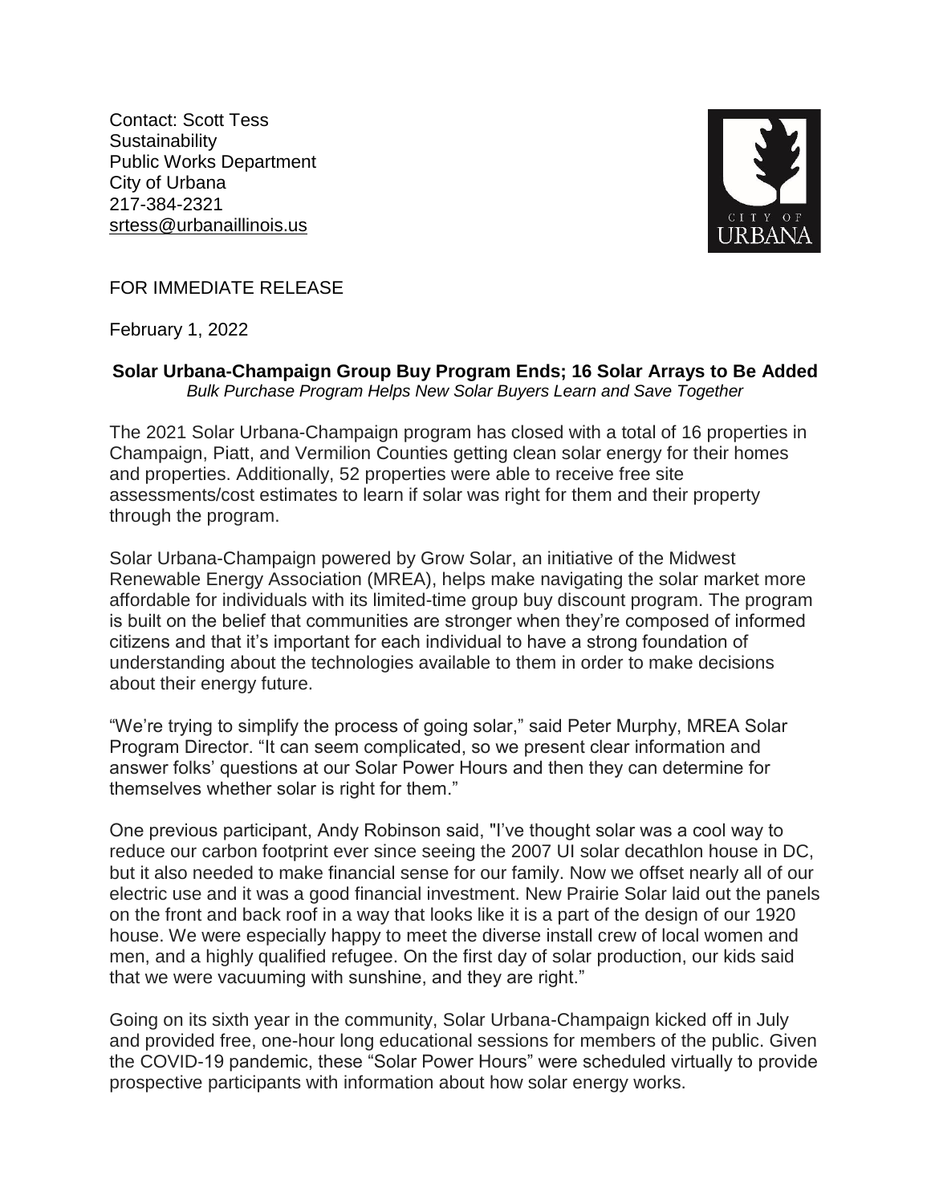Contact: Scott Tess
Sustainability
Public Works Department
City of Urbana
217-384-2321
srtess@urbanaillinois.us

CITY OF URBANA

FOR IMMEDIATE RELEASE

February 1, 2022

**Solar Urbana-Champaign Group Buy Program Ends; 16 Solar Arrays to Be Added**

*Bulk Purchase Program Helps New Solar Buyers Learn and Save Together*

The 2021 Solar Urbana-Champaign program has closed with a total of 16 properties in Champaign, Piatt, and Vermilion Counties getting clean solar energy for their homes and properties. Additionally, 52 properties were able to receive free site assessments/cost estimates to learn if solar was right for them and their property through the program.

Solar Urbana-Champaign powered by Grow Solar, an initiative of the Midwest Renewable Energy Association (MREA), helps make navigating the solar market more affordable for individuals with its limited-time group buy discount program. The program is built on the belief that communities are stronger when they're composed of informed citizens and that it's important for each individual to have a strong foundation of understanding about the technologies available to them in order to make decisions about their energy future.

"We're trying to simplify the process of going solar," said Peter Murphy, MREA Solar Program Director. "It can seem complicated, so we present clear information and answer folks' questions at our Solar Power Hours and then they can determine for themselves whether solar is right for them."

One previous participant, Andy Robinson said, "I've thought solar was a cool way to reduce our carbon footprint ever since seeing the 2007 UI solar decathlon house in DC, but it also needed to make financial sense for our family. Now we offset nearly all of our electric use and it was a good financial investment. New Prairie Solar laid out the panels on the front and back roof in a way that looks like it is a part of the design of our 1920 house. We were especially happy to meet the diverse install crew of local women and men, and a highly qualified refugee. On the first day of solar production, our kids said that we were vacuuming with sunshine, and they are right."

Going on its sixth year in the community, Solar Urbana-Champaign kicked off in July and provided free, one-hour long educational sessions for members of the public. Given the COVID-19 pandemic, these "Solar Power Hours" were scheduled virtually to provide prospective participants with information about how solar energy works.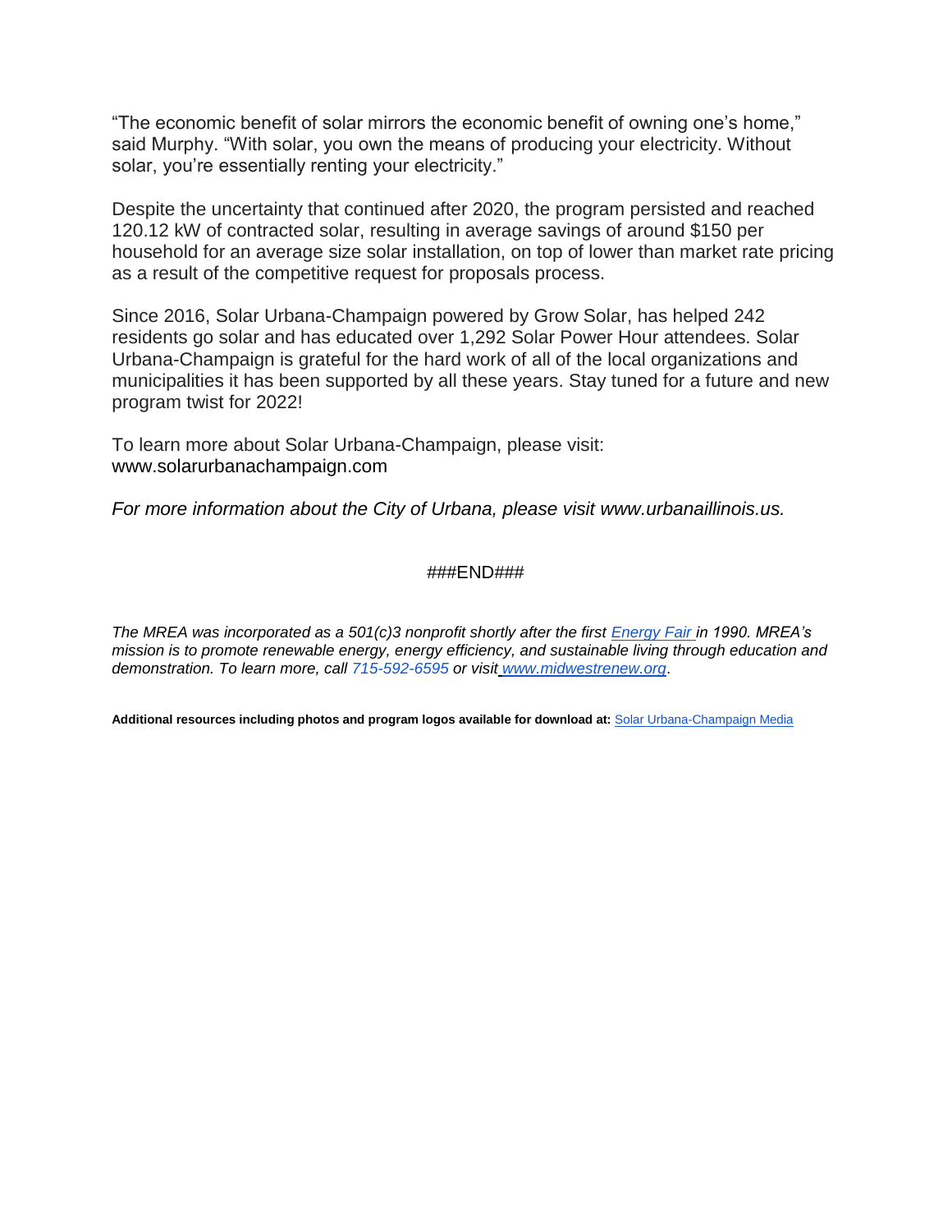"The economic benefit of solar mirrors the economic benefit of owning one's home," said Murphy. "With solar, you own the means of producing your electricity. Without solar, you're essentially renting your electricity."

Despite the uncertainty that continued after 2020, the program persisted and reached 120.12 kW of contracted solar, resulting in average savings of around $150 per household for an average size solar installation, on top of lower than market rate pricing as a result of the competitive request for proposals process.

Since 2016, Solar Urbana-Champaign powered by Grow Solar, has helped 242 residents go solar and has educated over 1,292 Solar Power Hour attendees. Solar Urbana-Champaign is grateful for the hard work of all of the local organizations and municipalities it has been supported by all these years. Stay tuned for a future and new program twist for 2022!

To learn more about Solar Urbana-Champaign, please visit: www.solarurbanachampaign.com

*For more information about the City of Urbana, please visit www.urbanaillinois.us.*

###END###

*The MREA was incorporated as a 501(c)3 nonprofit shortly after the first Energy Fair in 1990. MREA's mission is to promote renewable energy, energy efficiency, and sustainable living through education and demonstration. To learn more, call 715-592-6595 or visit www.midwestrenew.org.*

**Additional resources including photos and program logos available for download at:** Solar Urbana-Champaign Media